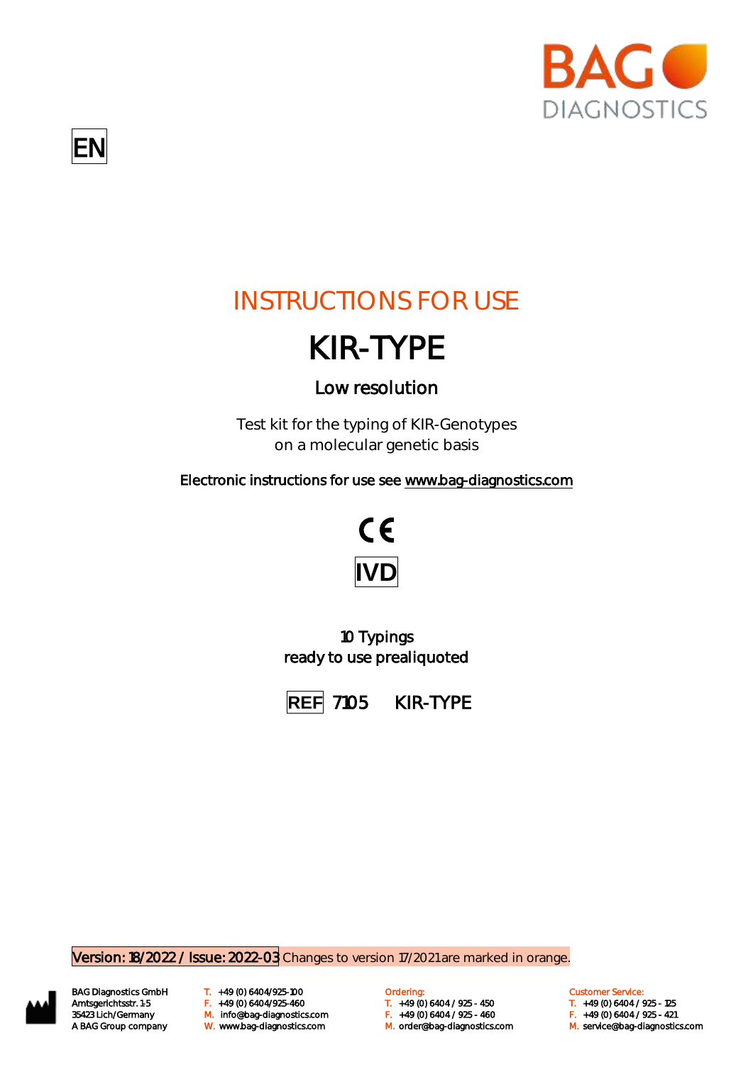BAG DIAGNOSTICS

EN

# INSTRUCTIONS FOR USE

# KIR-TYPE

## Low resolution

Test kit for the typing of KIR-Genotypes
on a molecular genetic basis

Electronic instructions for use see www.bag-diagnostics.com

CE

IVD

10 Typings
ready to use prealiquoted

REF 7105 KIR-TYPE

Version: 18/2022 / Issue: 2022-03 Changes to version 17/2021 are marked in orange.

BAG Diagnostics GmbH
Amtsgerichtsstr. 1-5
35423 Lich/Germany
A BAG Group company

T. +49 (0) 6404/925-100
F. +49 (0) 6404/925-460
M. info@bag-diagnostics.com
W. www.bag-diagnostics.com

Ordering:
T. +49 (0) 6404 / 925 - 450
F. +49 (0) 6404 / 925 - 460
M. order@bag-diagnostics.com

Customer Service:
T. +49 (0) 6404 / 925 - 125
F. +49 (0) 6404 / 925 - 421
M. service@bag-diagnostics.com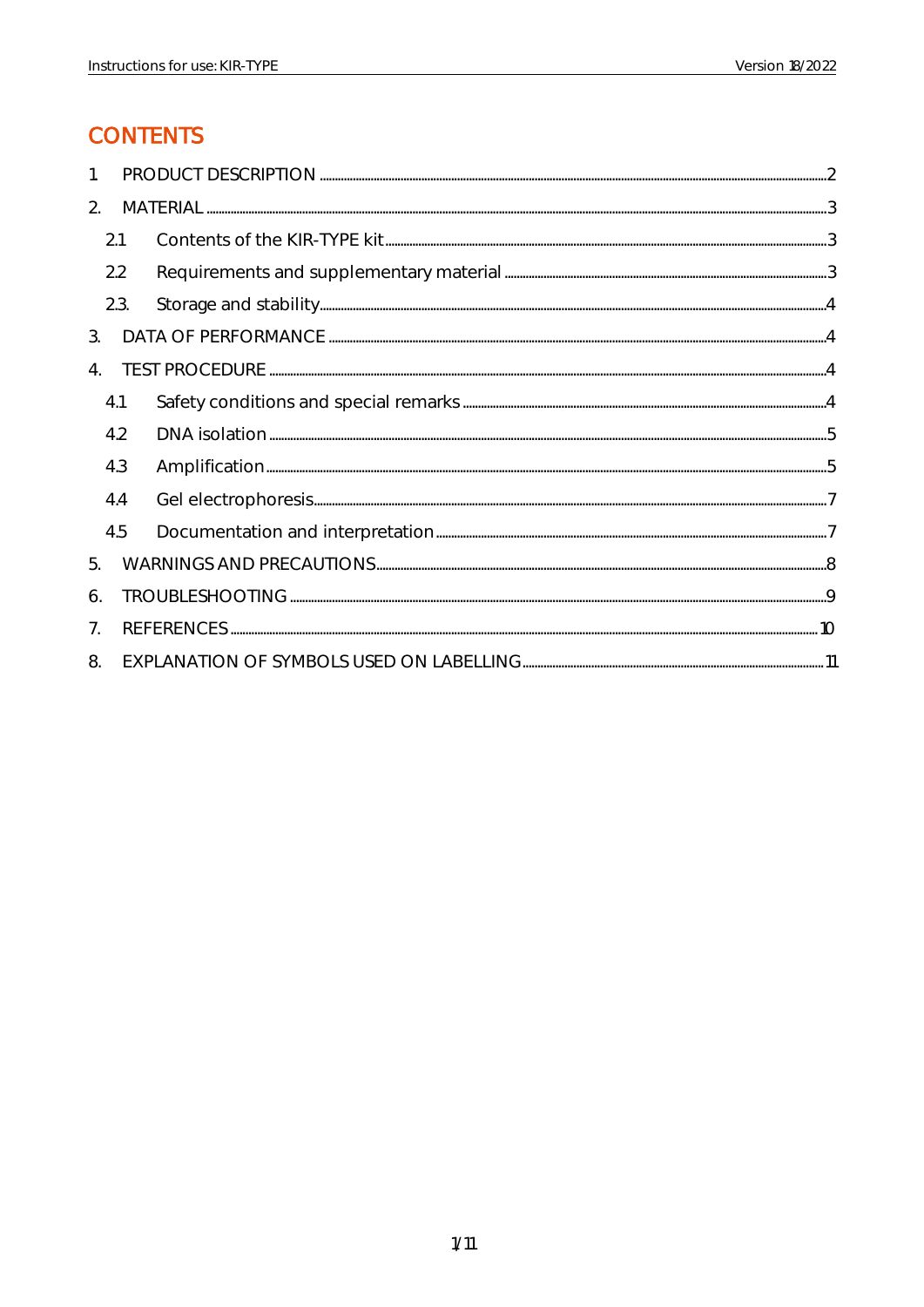# CONTENTS

1 PRODUCT DESCRIPTION ... 2

2. MATERIAL ... 3

  2.1 Contents of the KIR-TYPE kit ... 3

  2.2 Requirements and supplementary material ... 3

  2.3. Storage and stability ... 4

3. DATA OF PERFORMANCE ... 4

4. TEST PROCEDURE ... 4

  4.1 Safety conditions and special remarks ... 4

  4.2 DNA isolation ... 5

  4.3 Amplification ... 5

  4.4 Gel electrophoresis ... 7

  4.5 Documentation and interpretation ... 7

5. WARNINGS AND PRECAUTIONS ... 8

6. TROUBLESHOOTING ... 9

7. REFERENCES ... 10

8. EXPLANATION OF SYMBOLS USED ON LABELLING ... 11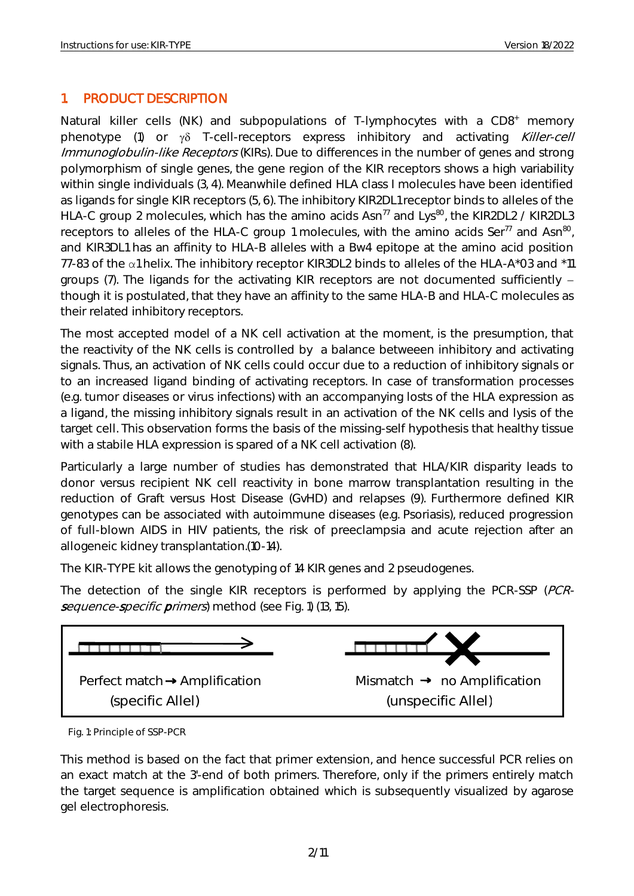## 1 PRODUCT DESCRIPTION

Natural killer cells (NK) and subpopulations of T-lymphocytes with a $CD8^+$ memory phenotype (1) or $\gamma\delta$ T-cell-receptors express inhibitory and activating *Killer-cell Immunoglobulin-like Receptors* (KIRs). Due to differences in the number of genes and strong polymorphism of single genes, the gene region of the KIR receptors shows a high variability within single individuals (3, 4). Meanwhile defined HLA class I molecules have been identified as ligands for single KIR receptors (5, 6). The inhibitory KIR2DL1 receptor binds to alleles of the HLA-C group 2 molecules, which has the amino acids $Asn^{77}$ and $Lys^{80}$, the KIR2DL2 / KIR2DL3 receptors to alleles of the HLA-C group 1 molecules, with the amino acids $Ser^{77}$ and $Asn^{80}$, and KIR3DL1 has an affinity to HLA-B alleles with a Bw4 epitope at the amino acid position 77-83 of the $\alpha$1 helix. The inhibitory receptor KIR3DL2 binds to alleles of the HLA-A*03 and *11 groups (7). The ligands for the activating KIR receptors are not documented sufficiently – though it is postulated, that they have an affinity to the same HLA-B and HLA-C molecules as their related inhibitory receptors.

The most accepted model of a NK cell activation at the moment, is the presumption, that the reactivity of the NK cells is controlled by a balance betweeen inhibitory and activating signals. Thus, an activation of NK cells could occur due to a reduction of inhibitory signals or to an increased ligand binding of activating receptors. In case of transformation processes (e.g. tumor diseases or virus infections) with an accompanying losts of the HLA expression as a ligand, the missing inhibitory signals result in an activation of the NK cells and lysis of the target cell. This observation forms the basis of the missing-self hypothesis that healthy tissue with a stabile HLA expression is spared of a NK cell activation (8).

Particularly a large number of studies has demonstrated that HLA/KIR disparity leads to donor versus recipient NK cell reactivity in bone marrow transplantation resulting in the reduction of Graft versus Host Disease (GvHD) and relapses (9). Furthermore defined KIR genotypes can be associated with autoimmune diseases (e.g. Psoriasis), reduced progression of full-blown AIDS in HIV patients, the risk of preeclampsia and acute rejection after an allogeneic kidney transplantation.(10-14).

The KIR-TYPE kit allows the genotyping of 14 KIR genes and 2 pseudogenes.

The detection of the single KIR receptors is performed by applying the PCR-SSP (*PCR-sequence-specific primers*) method (see Fig. 1) (13, 15).

| Perfect match → Amplification (specific Allel) | Mismatch → no Amplification (unspecific Allel) |
|---|---|

Fig. 1: Principle of SSP-PCR

This method is based on the fact that primer extension, and hence successful PCR relies on an exact match at the 3'-end of both primers. Therefore, only if the primers entirely match the target sequence is amplification obtained which is subsequently visualized by agarose gel electrophoresis.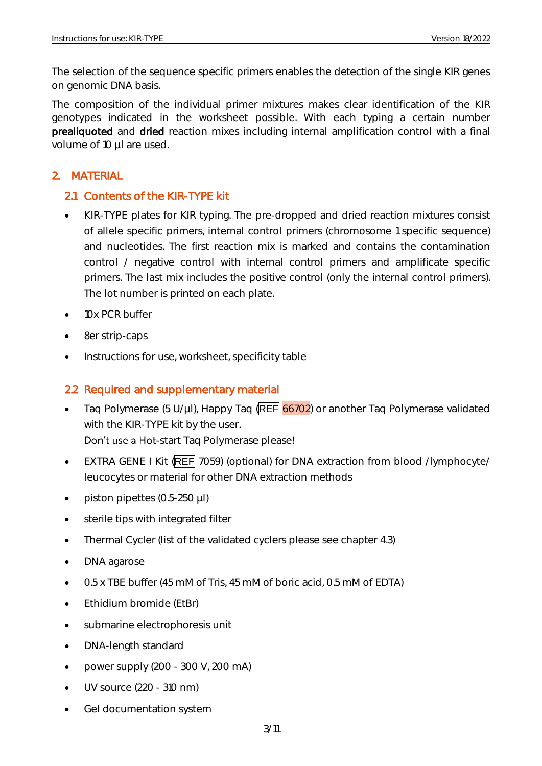The selection of the sequence specific primers enables the detection of the single KIR genes on genomic DNA basis.

The composition of the individual primer mixtures makes clear identification of the KIR genotypes indicated in the worksheet possible. With each typing a certain number **prealiquoted** and **dried** reaction mixes including internal amplification control with a final volume of 10 µl are used.

## 2. MATERIAL

### 2.1 Contents of the KIR-TYPE kit

- KIR-TYPE plates for KIR typing. The pre-dropped and dried reaction mixtures consist of allele specific primers, internal control primers (chromosome 1 specific sequence) and nucleotides. The first reaction mix is marked and contains the contamination control / negative control with internal control primers and amplificate specific primers. The last mix includes the positive control (only the internal control primers). The lot number is printed on each plate.
- 10x PCR buffer
- 8er strip-caps
- Instructions for use, worksheet, specificity table

### 2.2 Required and supplementary material

- Taq Polymerase (5 U/µl), Happy Taq (REF 66702) or another Taq Polymerase validated with the KIR-TYPE kit by the user.
  Don't use a Hot-start Taq Polymerase please!
- EXTRA GENE I Kit (REF 7059) (optional) for DNA extraction from blood /lymphocyte/ leucocytes or material for other DNA extraction methods
- piston pipettes (0.5-250 µl)
- sterile tips with integrated filter
- Thermal Cycler (list of the validated cyclers please see chapter 4.3)
- DNA agarose
- 0.5 x TBE buffer (45 mM of Tris, 45 mM of boric acid, 0.5 mM of EDTA)
- Ethidium bromide (EtBr)
- submarine electrophoresis unit
- DNA-length standard
- power supply (200 - 300 V, 200 mA)
- UV source (220 - 310 nm)
- Gel documentation system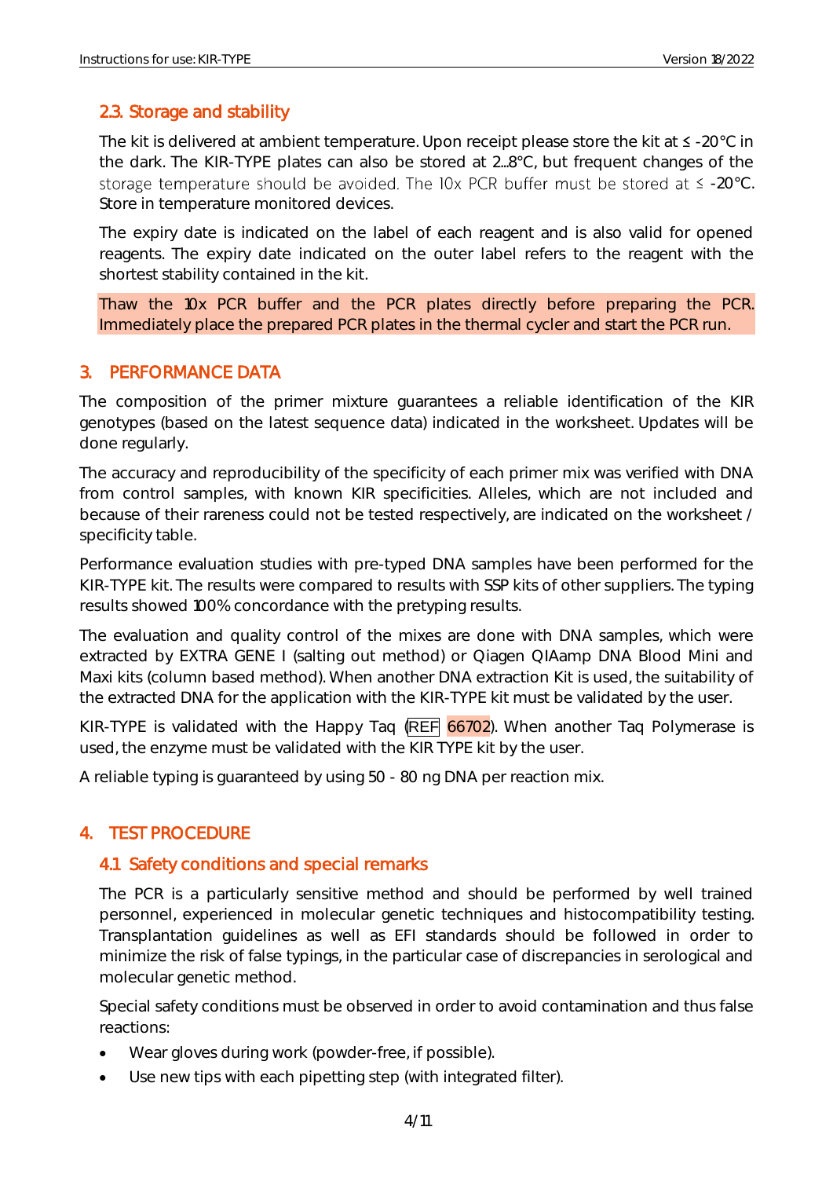### 2.3. Storage and stability

The kit is delivered at ambient temperature. Upon receipt please store the kit at ≤ -20°C in the dark. The KIR-TYPE plates can also be stored at 2...8°C, but frequent changes of the storage temperature should be avoided. The 10x PCR buffer must be stored at ≤ -20°C. Store in temperature monitored devices.

The expiry date is indicated on the label of each reagent and is also valid for opened reagents. The expiry date indicated on the outer label refers to the reagent with the shortest stability contained in the kit.

Thaw the 10x PCR buffer and the PCR plates directly before preparing the PCR. Immediately place the prepared PCR plates in the thermal cycler and start the PCR run.

## 3. PERFORMANCE DATA

The composition of the primer mixture guarantees a reliable identification of the KIR genotypes (based on the latest sequence data) indicated in the worksheet. Updates will be done regularly.

The accuracy and reproducibility of the specificity of each primer mix was verified with DNA from control samples, with known KIR specificities. Alleles, which are not included and because of their rareness could not be tested respectively, are indicated on the worksheet / specificity table.

Performance evaluation studies with pre-typed DNA samples have been performed for the KIR-TYPE kit. The results were compared to results with SSP kits of other suppliers. The typing results showed 100% concordance with the pretyping results.

The evaluation and quality control of the mixes are done with DNA samples, which were extracted by EXTRA GENE I (salting out method) or Qiagen QIAamp DNA Blood Mini and Maxi kits (column based method). When another DNA extraction Kit is used, the suitability of the extracted DNA for the application with the KIR-TYPE kit must be validated by the user.

KIR-TYPE is validated with the Happy Taq (REF 66702). When another Taq Polymerase is used, the enzyme must be validated with the KIR TYPE kit by the user.

A reliable typing is guaranteed by using 50 - 80 ng DNA per reaction mix.

## 4. TEST PROCEDURE

### 4.1 Safety conditions and special remarks

The PCR is a particularly sensitive method and should be performed by well trained personnel, experienced in molecular genetic techniques and histocompatibility testing. Transplantation guidelines as well as EFI standards should be followed in order to minimize the risk of false typings, in the particular case of discrepancies in serological and molecular genetic method.

Special safety conditions must be observed in order to avoid contamination and thus false reactions:

- Wear gloves during work (powder-free, if possible).
- Use new tips with each pipetting step (with integrated filter).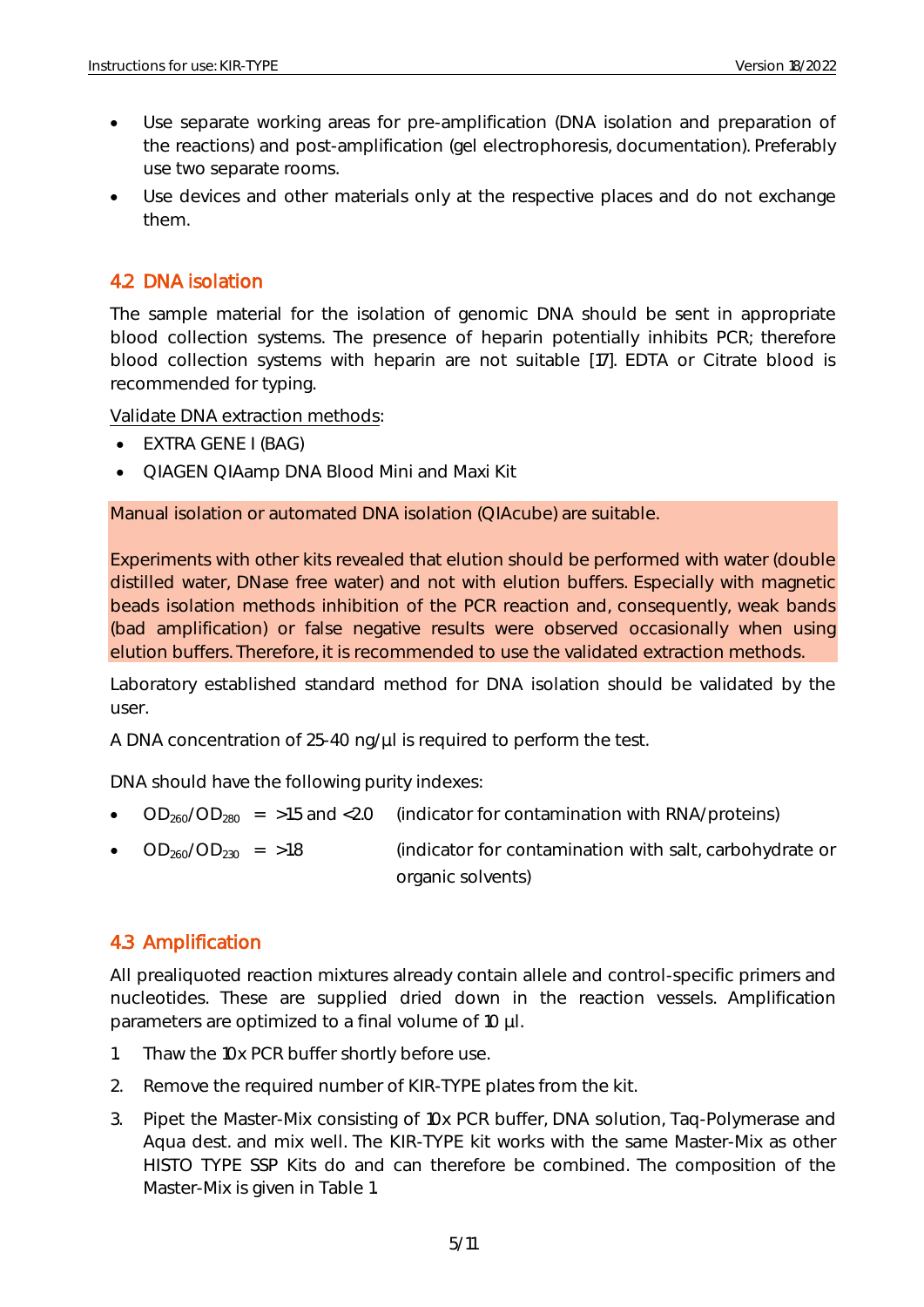- Use separate working areas for pre-amplification (DNA isolation and preparation of the reactions) and post-amplification (gel electrophoresis, documentation). Preferably use two separate rooms.
- Use devices and other materials only at the respective places and do not exchange them.

## 4.2 DNA isolation

The sample material for the isolation of genomic DNA should be sent in appropriate blood collection systems. The presence of heparin potentially inhibits PCR; therefore blood collection systems with heparin are not suitable [17]. EDTA or Citrate blood is recommended for typing.

Validate DNA extraction methods:

- EXTRA GENE I (BAG)
- QIAGEN QIAamp DNA Blood Mini and Maxi Kit

Manual isolation or automated DNA isolation (QIAcube) are suitable.

Experiments with other kits revealed that elution should be performed with water (double distilled water, DNase free water) and not with elution buffers. Especially with magnetic beads isolation methods inhibition of the PCR reaction and, consequently, weak bands (bad amplification) or false negative results were observed occasionally when using elution buffers. Therefore, it is recommended to use the validated extraction methods.

Laboratory established standard method for DNA isolation should be validated by the user.

A DNA concentration of 25-40 ng/µl is required to perform the test.

DNA should have the following purity indexes:

- $OD_{260}/OD_{280}$ = >1.5 and <2.0 (indicator for contamination with RNA/proteins)
- $OD_{260}/OD_{230}$ = >1.8 (indicator for contamination with salt, carbohydrate or organic solvents)

## 4.3 Amplification

All prealiquoted reaction mixtures already contain allele and control-specific primers and nucleotides. These are supplied dried down in the reaction vessels. Amplification parameters are optimized to a final volume of 10 µl.

1. Thaw the 10x PCR buffer shortly before use.
2. Remove the required number of KIR-TYPE plates from the kit.
3. Pipet the Master-Mix consisting of 10x PCR buffer, DNA solution, Taq-Polymerase and Aqua dest. and mix well. The KIR-TYPE kit works with the same Master-Mix as other HISTO TYPE SSP Kits do and can therefore be combined. The composition of the Master-Mix is given in Table 1.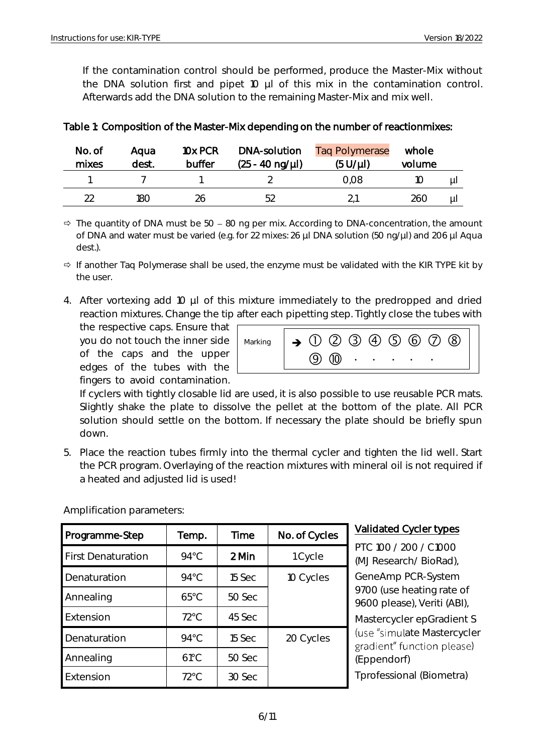If the contamination control should be performed, produce the Master-Mix without the DNA solution first and pipet 10 µl of this mix in the contamination control. Afterwards add the DNA solution to the remaining Master-Mix and mix well.

**Table 1: Composition of the Master-Mix depending on the number of reactionmixes:**

| No. of mixes | Aqua dest. | 10x PCR buffer | DNA-solution (25 - 40 ng/µl) | Taq Polymerase (5 U/µl) | whole volume | |
|---|---|---|---|---|---|---|
| 1 | 7 | 1 | 2 | 0,08 | 10 | µl |
| 22 | 180 | 26 | 52 | 2,1 | 260 | µl |

⇨ The quantity of DNA must be 50 – 80 ng per mix. According to DNA-concentration, the amount of DNA and water must be varied (e.g. for 22 mixes: 26 µl DNA solution (50 ng/µl) and 206 µl Aqua dest.).

⇨ If another Taq Polymerase shall be used, the enzyme must be validated with the KIR TYPE kit by the user.

4. After vortexing add 10 µl of this mixture immediately to the predropped and dried reaction mixtures. Change the tip after each pipetting step. Tightly close the tubes with the respective caps. Ensure that you do not touch the inner side of the caps and the upper edges of the tubes with the fingers to avoid contamination.

   Marking: → ① ② ③ ④ ⑤ ⑥ ⑦ ⑧ ⑨ ⑩ . . . . .

   If cyclers with tightly closable lid are used, it is also possible to use reusable PCR mats. Slightly shake the plate to dissolve the pellet at the bottom of the plate. All PCR solution should settle on the bottom. If necessary the plate should be briefly spun down.

5. Place the reaction tubes firmly into the thermal cycler and tighten the lid well. Start the PCR program. Overlaying of the reaction mixtures with mineral oil is not required if a heated and adjusted lid is used!

Amplification parameters:

| Programme-Step | Temp. | Time | No. of Cycles |
|---|---|---|---|
| First Denaturation | 94°C | 2 Min | 1 Cycle |
| Denaturation | 94°C | 15 Sec | 10 Cycles |
| Annealing | 65°C | 50 Sec | |
| Extension | 72°C | 45 Sec | |
| Denaturation | 94°C | 15 Sec | 20 Cycles |
| Annealing | 61°C | 50 Sec | |
| Extension | 72°C | 30 Sec | |

**Validated Cycler types**

PTC 100 / 200 / C1000 (MJ Research/ BioRad),

GeneAmp PCR-System 9700 (use heating rate of 9600 please), Veriti (ABI),

Mastercycler epGradient S (use "simulate Mastercycler gradient" function please) (Eppendorf)

Tprofessional (Biometra)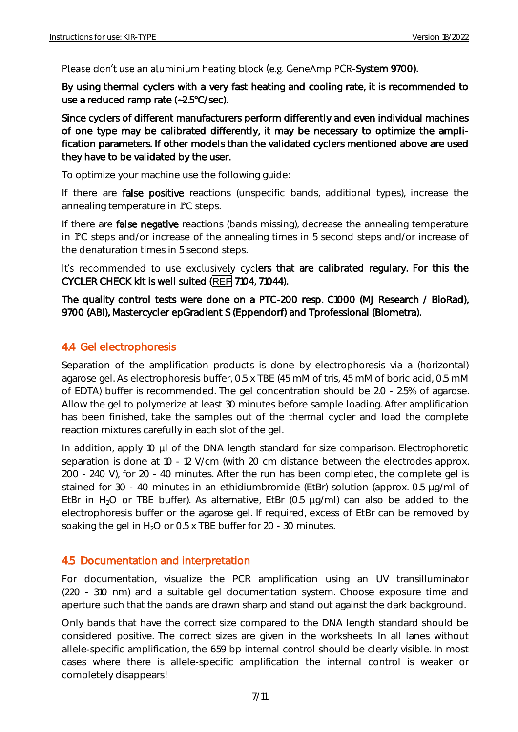Please don't use an aluminium heating block (e.g. GeneAmp PCR-System 9700).

By using thermal cyclers with a very fast heating and cooling rate, it is recommended to use a reduced ramp rate (~2.5°C/sec).

Since cyclers of different manufacturers perform differently and even individual machines of one type may be calibrated differently, it may be necessary to optimize the amplification parameters. If other models than the validated cyclers mentioned above are used they have to be validated by the user.

To optimize your machine use the following guide:

If there are **false positive** reactions (unspecific bands, additional types), increase the annealing temperature in 1°C steps.

If there are **false negative** reactions (bands missing), decrease the annealing temperature in 1°C steps and/or increase of the annealing times in 5 second steps and/or increase of the denaturation times in 5 second steps.

It's recommended to use exclusively cyclers that are calibrated regulary. For this the CYCLER CHECK kit is well suited (REF 7104, 71044).

The quality control tests were done on a PTC-200 resp. C1000 (MJ Research / BioRad), 9700 (ABI), Mastercycler epGradient S (Eppendorf) and Tprofessional (Biometra).

## 4.4 Gel electrophoresis

Separation of the amplification products is done by electrophoresis via a (horizontal) agarose gel. As electrophoresis buffer, 0.5 x TBE (45 mM of tris, 45 mM of boric acid, 0.5 mM of EDTA) buffer is recommended. The gel concentration should be 2.0 - 2.5% of agarose. Allow the gel to polymerize at least 30 minutes before sample loading. After amplification has been finished, take the samples out of the thermal cycler and load the complete reaction mixtures carefully in each slot of the gel.

In addition, apply 10 µl of the DNA length standard for size comparison. Electrophoretic separation is done at 10 - 12 V/cm (with 20 cm distance between the electrodes approx. 200 - 240 V), for 20 - 40 minutes. After the run has been completed, the complete gel is stained for 30 - 40 minutes in an ethidiumbromide (EtBr) solution (approx. 0.5 µg/ml of EtBr in $H_2O$ or TBE buffer). As alternative, EtBr (0.5 µg/ml) can also be added to the electrophoresis buffer or the agarose gel. If required, excess of EtBr can be removed by soaking the gel in $H_2O$ or 0.5 x TBE buffer for 20 - 30 minutes.

## 4.5 Documentation and interpretation

For documentation, visualize the PCR amplification using an UV transilluminator (220 - 310 nm) and a suitable gel documentation system. Choose exposure time and aperture such that the bands are drawn sharp and stand out against the dark background.

Only bands that have the correct size compared to the DNA length standard should be considered positive. The correct sizes are given in the worksheets. In all lanes without allele-specific amplification, the 659 bp internal control should be clearly visible. In most cases where there is allele-specific amplification the internal control is weaker or completely disappears!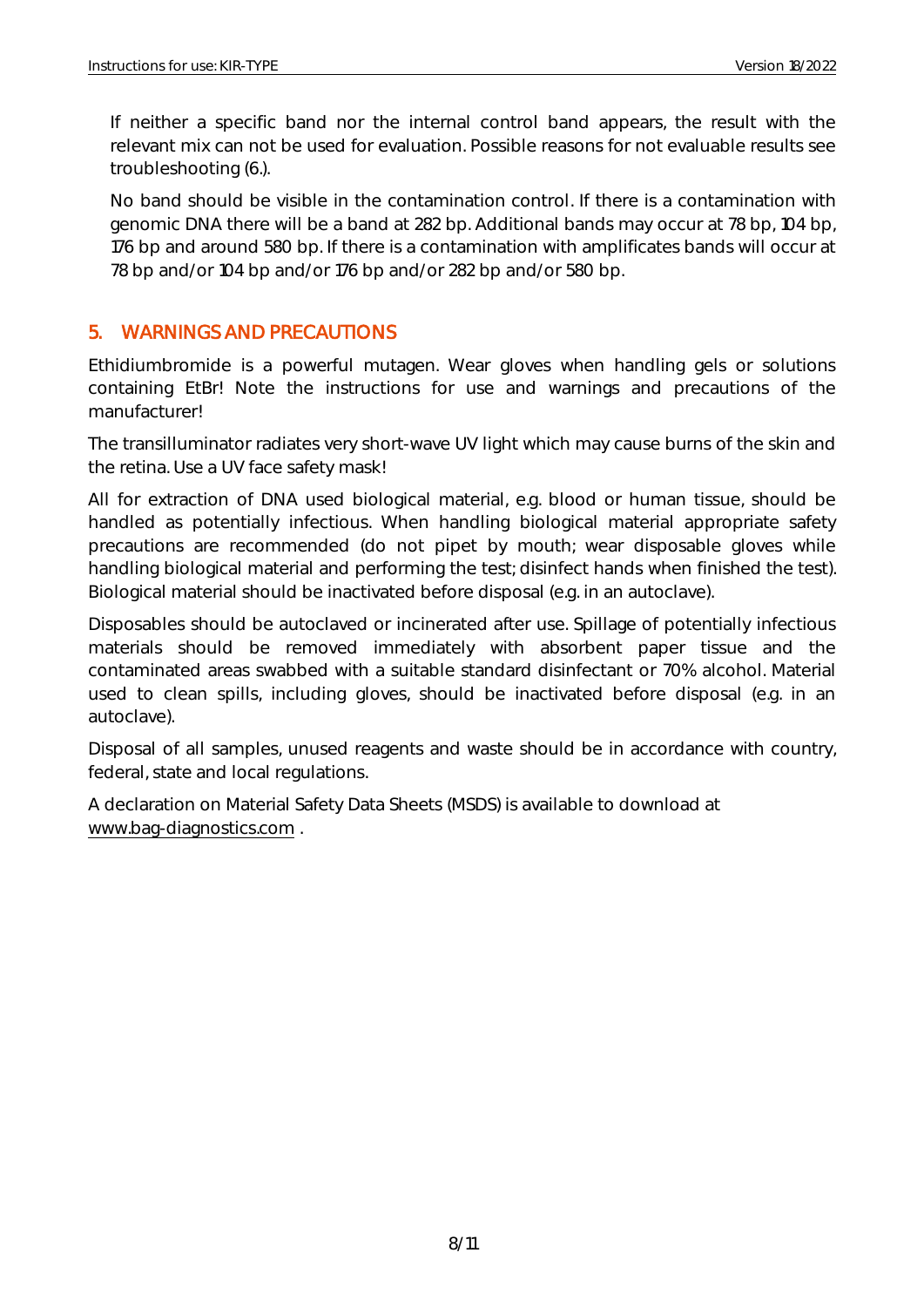If neither a specific band nor the internal control band appears, the result with the relevant mix can not be used for evaluation. Possible reasons for not evaluable results see troubleshooting (6.).

No band should be visible in the contamination control. If there is a contamination with genomic DNA there will be a band at 282 bp. Additional bands may occur at 78 bp, 104 bp, 176 bp and around 580 bp. If there is a contamination with amplificates bands will occur at 78 bp and/or 104 bp and/or 176 bp and/or 282 bp and/or 580 bp.

## 5. WARNINGS AND PRECAUTIONS

Ethidiumbromide is a powerful mutagen. Wear gloves when handling gels or solutions containing EtBr! Note the instructions for use and warnings and precautions of the manufacturer!

The transilluminator radiates very short-wave UV light which may cause burns of the skin and the retina. Use a UV face safety mask!

All for extraction of DNA used biological material, e.g. blood or human tissue, should be handled as potentially infectious. When handling biological material appropriate safety precautions are recommended (do not pipet by mouth; wear disposable gloves while handling biological material and performing the test; disinfect hands when finished the test). Biological material should be inactivated before disposal (e.g. in an autoclave).

Disposables should be autoclaved or incinerated after use. Spillage of potentially infectious materials should be removed immediately with absorbent paper tissue and the contaminated areas swabbed with a suitable standard disinfectant or 70% alcohol. Material used to clean spills, including gloves, should be inactivated before disposal (e.g. in an autoclave).

Disposal of all samples, unused reagents and waste should be in accordance with country, federal, state and local regulations.

A declaration on Material Safety Data Sheets (MSDS) is available to download at www.bag-diagnostics.com .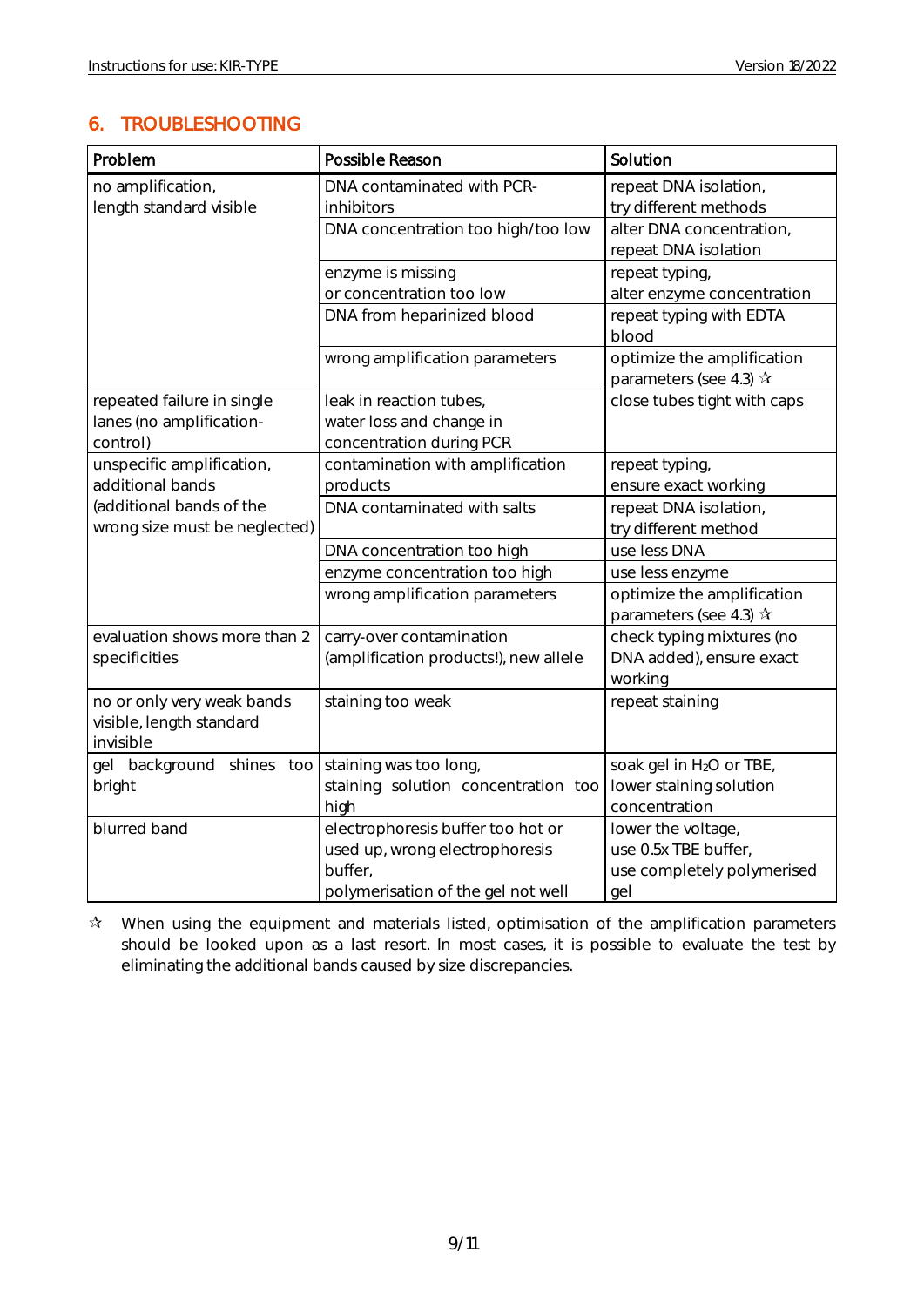## 6. TROUBLESHOOTING

| Problem | Possible Reason | Solution |
|---|---|---|
| no amplification, length standard visible | DNA contaminated with PCR-inhibitors | repeat DNA isolation, try different methods |
| | DNA concentration too high/too low | alter DNA concentration, repeat DNA isolation |
| | enzyme is missing or concentration too low | repeat typing, alter enzyme concentration |
| | DNA from heparinized blood | repeat typing with EDTA blood |
| | wrong amplification parameters | optimize the amplification parameters (see 4.3) ✩ |
| repeated failure in single lanes (no amplification-control) | leak in reaction tubes, water loss and change in concentration during PCR | close tubes tight with caps |
| unspecific amplification, additional bands (additional bands of the wrong size must be neglected) | contamination with amplification products | repeat typing, ensure exact working |
| | DNA contaminated with salts | repeat DNA isolation, try different method |
| | DNA concentration too high | use less DNA |
| | enzyme concentration too high | use less enzyme |
| | wrong amplification parameters | optimize the amplification parameters (see 4.3) ✩ |
| evaluation shows more than 2 specificities | carry-over contamination (amplification products!), new allele | check typing mixtures (no DNA added), ensure exact working |
| no or only very weak bands visible, length standard invisible | staining too weak | repeat staining |
| gel background shines too bright | staining was too long, staining solution concentration too high | soak gel in $H_2O$ or TBE, lower staining solution concentration |
| blurred band | electrophoresis buffer too hot or used up, wrong electrophoresis buffer, polymerisation of the gel not well | lower the voltage, use 0.5x TBE buffer, use completely polymerised gel |

✩ When using the equipment and materials listed, optimisation of the amplification parameters should be looked upon as a last resort. In most cases, it is possible to evaluate the test by eliminating the additional bands caused by size discrepancies.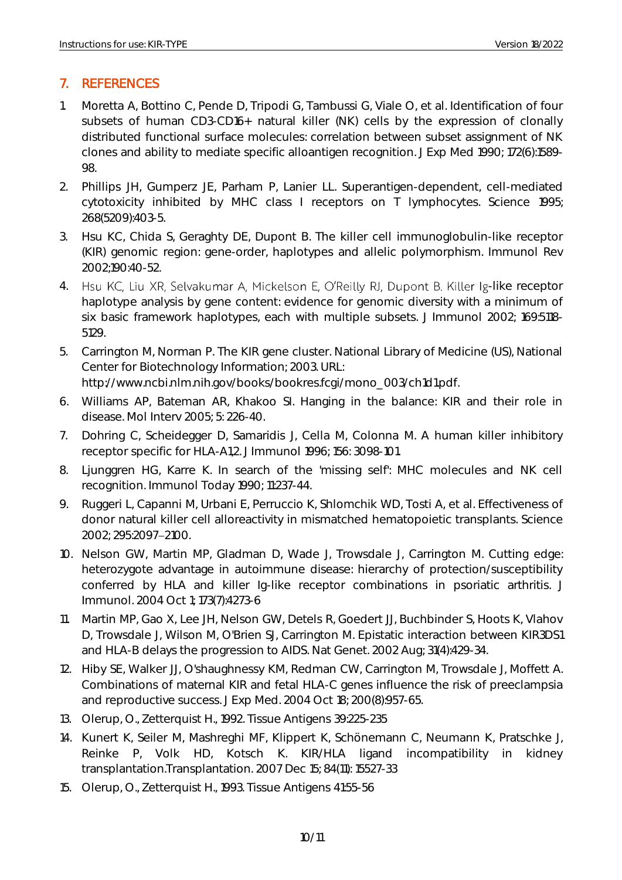## 7. REFERENCES

1. Moretta A, Bottino C, Pende D, Tripodi G, Tambussi G, Viale O, et al. Identification of four subsets of human CD3-CD16+ natural killer (NK) cells by the expression of clonally distributed functional surface molecules: correlation between subset assignment of NK clones and ability to mediate specific alloantigen recognition. J Exp Med 1990; 172(6):1589-98.
2. Phillips JH, Gumperz JE, Parham P, Lanier LL. Superantigen-dependent, cell-mediated cytotoxicity inhibited by MHC class I receptors on T lymphocytes. Science 1995; 268(5209):403-5.
3. Hsu KC, Chida S, Geraghty DE, Dupont B. The killer cell immunoglobulin-like receptor (KIR) genomic region: gene-order, haplotypes and allelic polymorphism. Immunol Rev 2002;190:40-52.
4. Hsu KC, Liu XR, Selvakumar A, Mickelson E, O'Reilly RJ, Dupont B. Killer Ig-like receptor haplotype analysis by gene content: evidence for genomic diversity with a minimum of six basic framework haplotypes, each with multiple subsets. J Immunol 2002; 169:5118-5129.
5. Carrington M, Norman P. The KIR gene cluster. National Library of Medicine (US), National Center for Biotechnology Information; 2003. URL: http://www.ncbi.nlm.nih.gov/books/bookres.fcgi/mono_003/ch1d1.pdf.
6. Williams AP, Bateman AR, Khakoo SI. Hanging in the balance: KIR and their role in disease. Mol Interv 2005; 5: 226-40.
7. Dohring C, Scheidegger D, Samaridis J, Cella M, Colonna M. A human killer inhibitory receptor specific for HLA-A1,2. J Immunol 1996; 156: 3098-101
8. Ljunggren HG, Karre K. In search of the 'missing self': MHC molecules and NK cell recognition. Immunol Today 1990; 11:237-44.
9. Ruggeri L, Capanni M, Urbani E, Perruccio K, Shlomchik WD, Tosti A, et al. Effectiveness of donor natural killer cell alloreactivity in mismatched hematopoietic transplants. Science 2002; 295:2097–2100.
10. Nelson GW, Martin MP, Gladman D, Wade J, Trowsdale J, Carrington M. Cutting edge: heterozygote advantage in autoimmune disease: hierarchy of protection/susceptibility conferred by HLA and killer Ig-like receptor combinations in psoriatic arthritis. J Immunol. 2004 Oct 1; 173(7):4273-6
11. Martin MP, Gao X, Lee JH, Nelson GW, Detels R, Goedert JJ, Buchbinder S, Hoots K, Vlahov D, Trowsdale J, Wilson M, O'Brien SJ, Carrington M. Epistatic interaction between KIR3DS1 and HLA-B delays the progression to AIDS. Nat Genet. 2002 Aug; 31(4):429-34.
12. Hiby SE, Walker JJ, O'shaughnessy KM, Redman CW, Carrington M, Trowsdale J, Moffett A. Combinations of maternal KIR and fetal HLA-C genes influence the risk of preeclampsia and reproductive success. J Exp Med. 2004 Oct 18; 200(8):957-65.
13. Olerup, O., Zetterquist H., 1992. Tissue Antigens 39:225-235
14. Kunert K, Seiler M, Mashreghi MF, Klippert K, Schönemann C, Neumann K, Pratschke J, Reinke P, Volk HD, Kotsch K. KIR/HLA ligand incompatibility in kidney transplantation.Transplantation. 2007 Dec 15; 84(11): 15527-33
15. Olerup, O., Zetterquist H., 1993. Tissue Antigens 41:55-56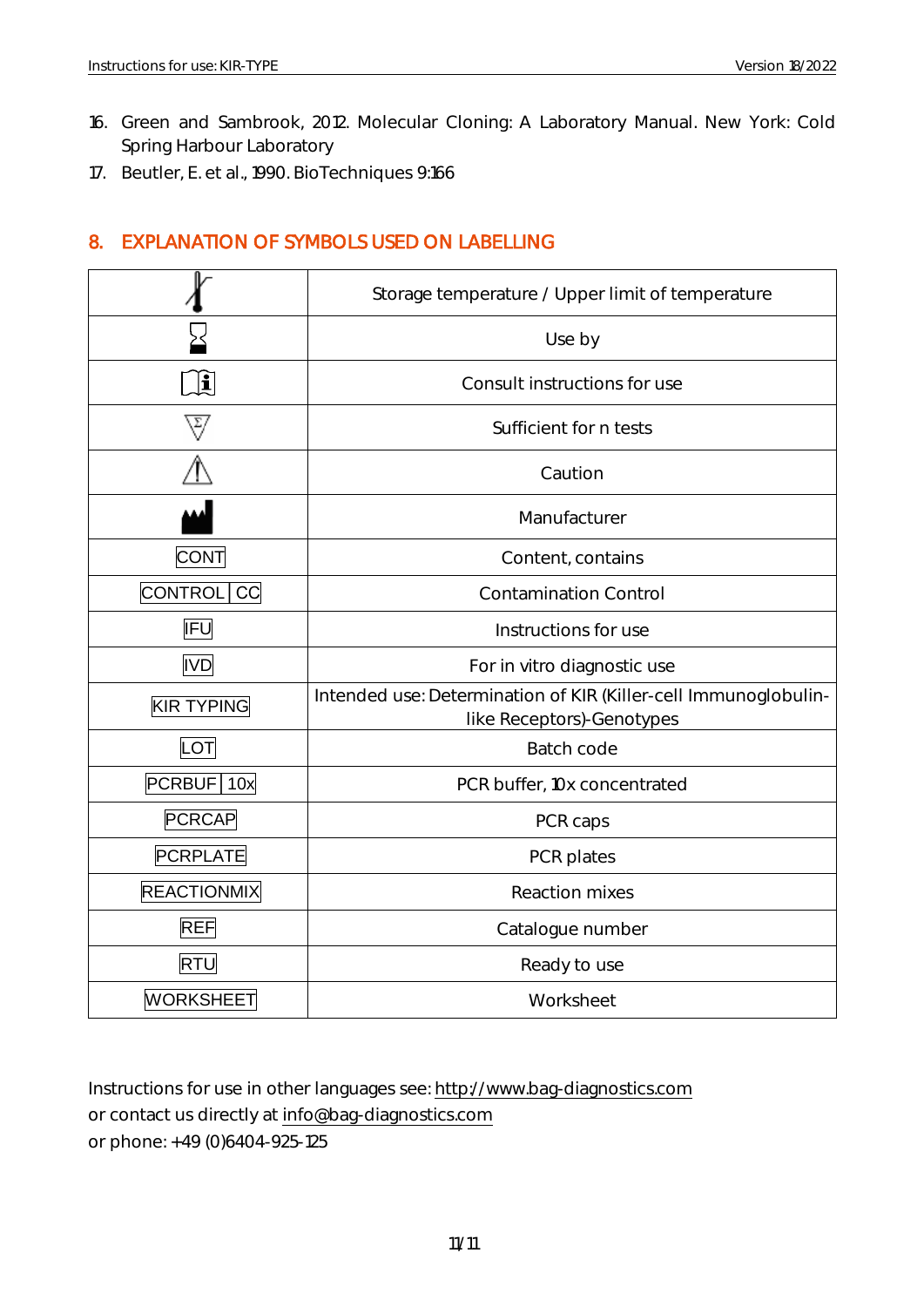16. Green and Sambrook, 2012. Molecular Cloning: A Laboratory Manual. New York: Cold Spring Harbour Laboratory
17. Beutler, E. et al., 1990. BioTechniques 9:166

## 8. EXPLANATION OF SYMBOLS USED ON LABELLING

| | |
|---|---|
| | Storage temperature / Upper limit of temperature |
| | Use by |
| | Consult instructions for use |
| | Sufficient for n tests |
| | Caution |
| | Manufacturer |
| CONT | Content, contains |
| CONTROL \| CC | Contamination Control |
| IFU | Instructions for use |
| IVD | For in vitro diagnostic use |
| KIR TYPING | Intended use: Determination of KIR (Killer-cell Immunoglobulin-like Receptors)-Genotypes |
| LOT | Batch code |
| PCRBUF \| 10x | PCR buffer, 10x concentrated |
| PCRCAP | PCR caps |
| PCRPLATE | PCR plates |
| REACTIONMIX | Reaction mixes |
| REF | Catalogue number |
| RTU | Ready to use |
| WORKSHEET | Worksheet |

Instructions for use in other languages see: http://www.bag-diagnostics.com
or contact us directly at info@bag-diagnostics.com
or phone: +49 (0)6404-925-125